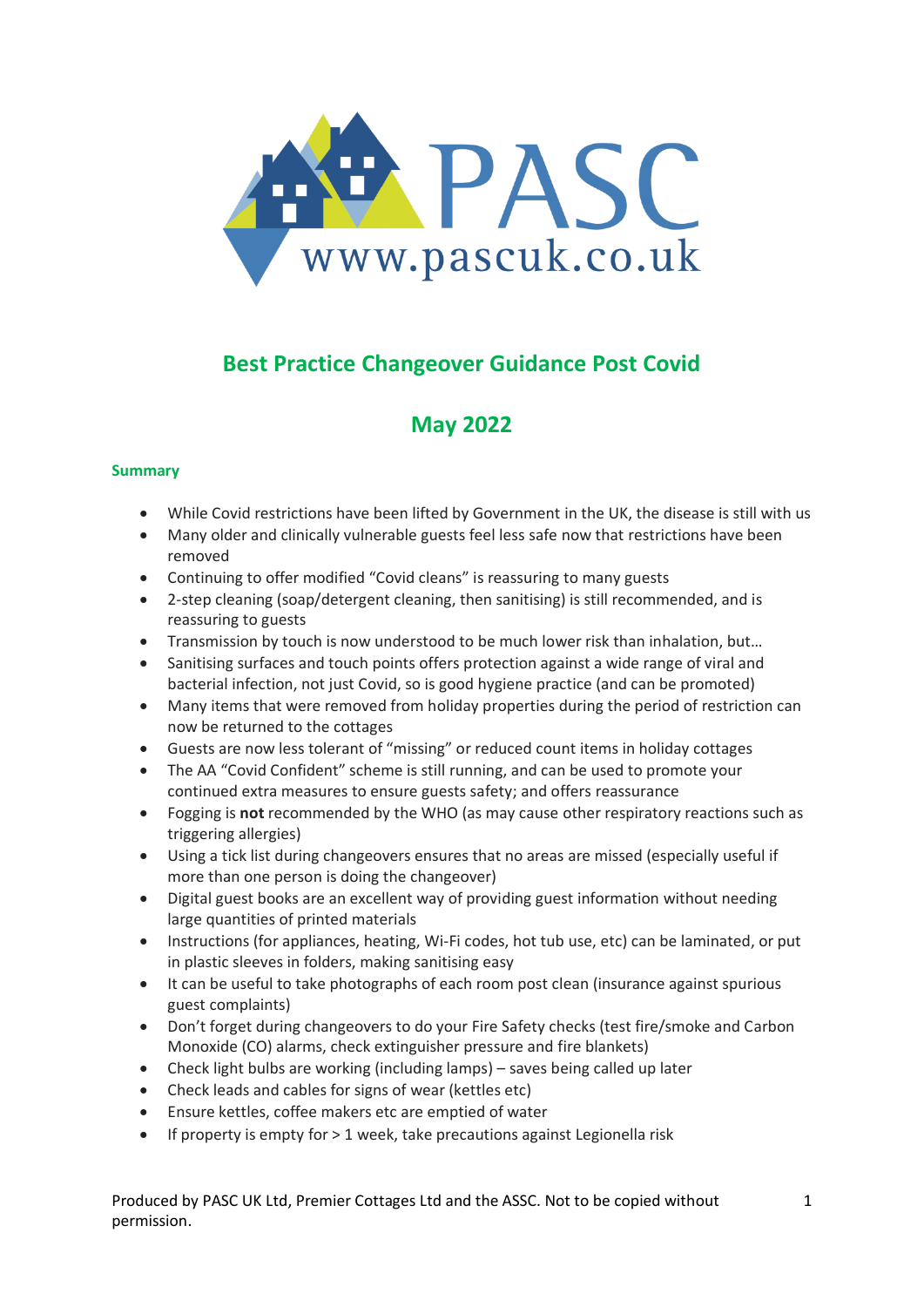PASC
www.pascuk.co.uk

# Best Practice Changeover Guidance Post Covid

## May 2022

### Summary

- While Covid restrictions have been lifted by Government in the UK, the disease is still with us
- Many older and clinically vulnerable guests feel less safe now that restrictions have been removed
- Continuing to offer modified "Covid cleans" is reassuring to many guests
- 2-step cleaning (soap/detergent cleaning, then sanitising) is still recommended, and is reassuring to guests
- Transmission by touch is now understood to be much lower risk than inhalation, but…
- Sanitising surfaces and touch points offers protection against a wide range of viral and bacterial infection, not just Covid, so is good hygiene practice (and can be promoted)
- Many items that were removed from holiday properties during the period of restriction can now be returned to the cottages
- Guests are now less tolerant of "missing" or reduced count items in holiday cottages
- The AA "Covid Confident" scheme is still running, and can be used to promote your continued extra measures to ensure guests safety; and offers reassurance
- Fogging is **not** recommended by the WHO (as may cause other respiratory reactions such as triggering allergies)
- Using a tick list during changeovers ensures that no areas are missed (especially useful if more than one person is doing the changeover)
- Digital guest books are an excellent way of providing guest information without needing large quantities of printed materials
- Instructions (for appliances, heating, Wi-Fi codes, hot tub use, etc) can be laminated, or put in plastic sleeves in folders, making sanitising easy
- It can be useful to take photographs of each room post clean (insurance against spurious guest complaints)
- Don't forget during changeovers to do your Fire Safety checks (test fire/smoke and Carbon Monoxide (CO) alarms, check extinguisher pressure and fire blankets)
- Check light bulbs are working (including lamps) – saves being called up later
- Check leads and cables for signs of wear (kettles etc)
- Ensure kettles, coffee makers etc are emptied of water
- If property is empty for > 1 week, take precautions against Legionella risk

Produced by PASC UK Ltd, Premier Cottages Ltd and the ASSC. Not to be copied without permission.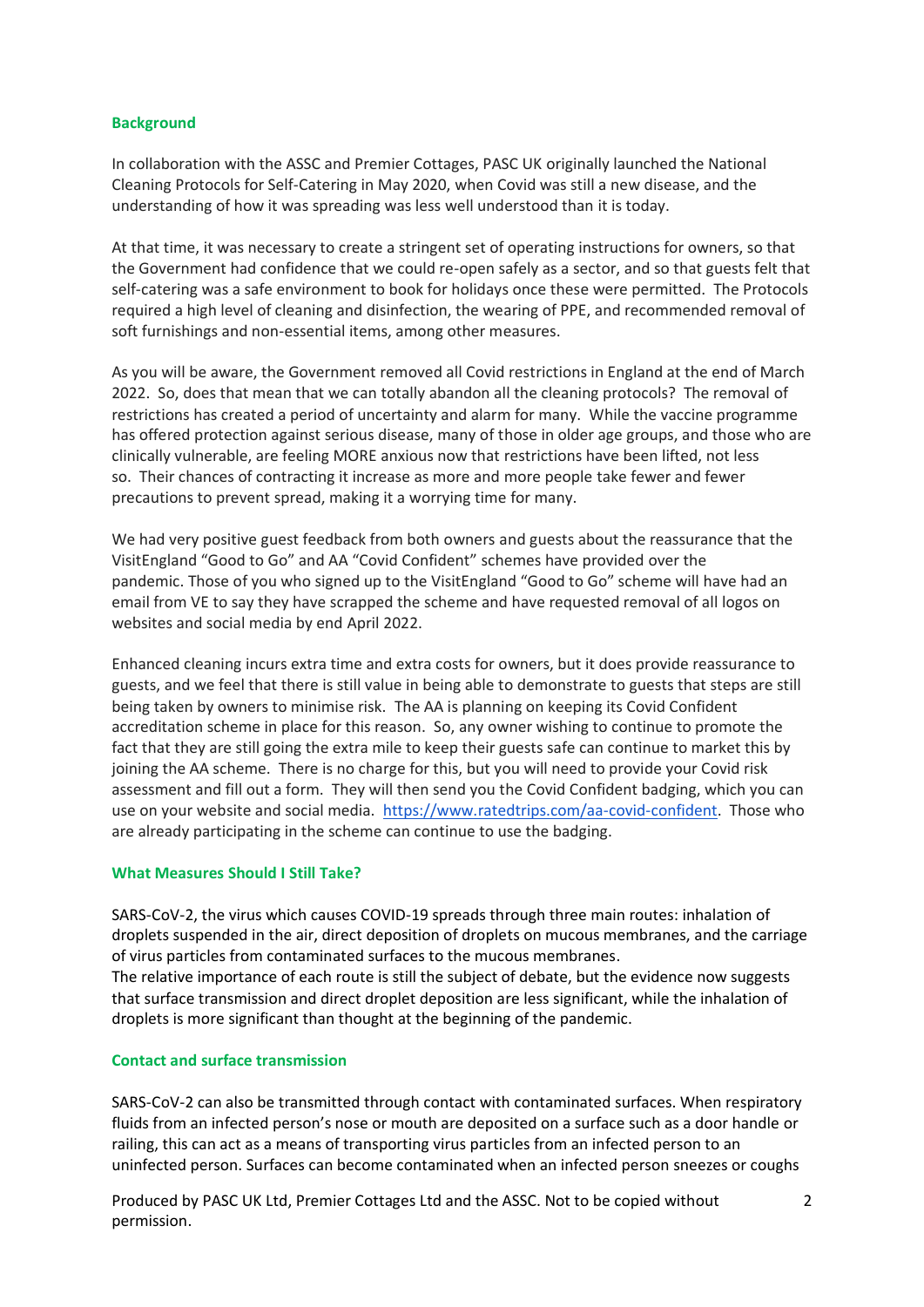## Background

In collaboration with the ASSC and Premier Cottages, PASC UK originally launched the National Cleaning Protocols for Self-Catering in May 2020, when Covid was still a new disease, and the understanding of how it was spreading was less well understood than it is today.

At that time, it was necessary to create a stringent set of operating instructions for owners, so that the Government had confidence that we could re-open safely as a sector, and so that guests felt that self-catering was a safe environment to book for holidays once these were permitted. The Protocols required a high level of cleaning and disinfection, the wearing of PPE, and recommended removal of soft furnishings and non-essential items, among other measures.

As you will be aware, the Government removed all Covid restrictions in England at the end of March 2022. So, does that mean that we can totally abandon all the cleaning protocols? The removal of restrictions has created a period of uncertainty and alarm for many. While the vaccine programme has offered protection against serious disease, many of those in older age groups, and those who are clinically vulnerable, are feeling MORE anxious now that restrictions have been lifted, not less so. Their chances of contracting it increase as more and more people take fewer and fewer precautions to prevent spread, making it a worrying time for many.

We had very positive guest feedback from both owners and guests about the reassurance that the VisitEngland "Good to Go" and AA "Covid Confident" schemes have provided over the pandemic. Those of you who signed up to the VisitEngland "Good to Go" scheme will have had an email from VE to say they have scrapped the scheme and have requested removal of all logos on websites and social media by end April 2022.

Enhanced cleaning incurs extra time and extra costs for owners, but it does provide reassurance to guests, and we feel that there is still value in being able to demonstrate to guests that steps are still being taken by owners to minimise risk. The AA is planning on keeping its Covid Confident accreditation scheme in place for this reason. So, any owner wishing to continue to promote the fact that they are still going the extra mile to keep their guests safe can continue to market this by joining the AA scheme. There is no charge for this, but you will need to provide your Covid risk assessment and fill out a form. They will then send you the Covid Confident badging, which you can use on your website and social media. https://www.ratedtrips.com/aa-covid-confident. Those who are already participating in the scheme can continue to use the badging.

## What Measures Should I Still Take?

SARS-CoV-2, the virus which causes COVID-19 spreads through three main routes: inhalation of droplets suspended in the air, direct deposition of droplets on mucous membranes, and the carriage of virus particles from contaminated surfaces to the mucous membranes.
The relative importance of each route is still the subject of debate, but the evidence now suggests that surface transmission and direct droplet deposition are less significant, while the inhalation of droplets is more significant than thought at the beginning of the pandemic.

### Contact and surface transmission

SARS-CoV-2 can also be transmitted through contact with contaminated surfaces. When respiratory fluids from an infected person's nose or mouth are deposited on a surface such as a door handle or railing, this can act as a means of transporting virus particles from an infected person to an uninfected person. Surfaces can become contaminated when an infected person sneezes or coughs

Produced by PASC UK Ltd, Premier Cottages Ltd and the ASSC. Not to be copied without permission.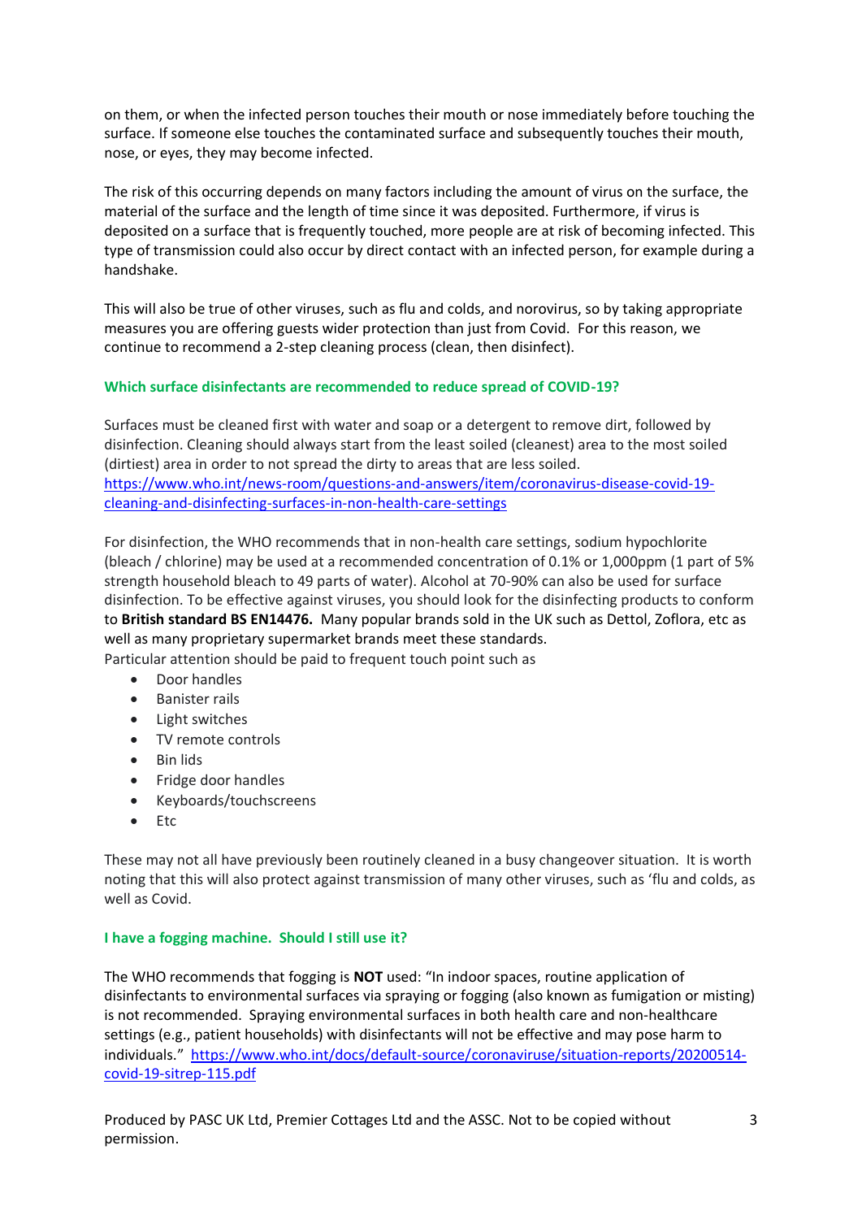on them, or when the infected person touches their mouth or nose immediately before touching the surface. If someone else touches the contaminated surface and subsequently touches their mouth, nose, or eyes, they may become infected.

The risk of this occurring depends on many factors including the amount of virus on the surface, the material of the surface and the length of time since it was deposited. Furthermore, if virus is deposited on a surface that is frequently touched, more people are at risk of becoming infected. This type of transmission could also occur by direct contact with an infected person, for example during a handshake.

This will also be true of other viruses, such as flu and colds, and norovirus, so by taking appropriate measures you are offering guests wider protection than just from Covid. For this reason, we continue to recommend a 2-step cleaning process (clean, then disinfect).

### Which surface disinfectants are recommended to reduce spread of COVID-19?

Surfaces must be cleaned first with water and soap or a detergent to remove dirt, followed by disinfection. Cleaning should always start from the least soiled (cleanest) area to the most soiled (dirtiest) area in order to not spread the dirty to areas that are less soiled.
https://www.who.int/news-room/questions-and-answers/item/coronavirus-disease-covid-19-cleaning-and-disinfecting-surfaces-in-non-health-care-settings

For disinfection, the WHO recommends that in non-health care settings, sodium hypochlorite (bleach / chlorine) may be used at a recommended concentration of 0.1% or 1,000ppm (1 part of 5% strength household bleach to 49 parts of water). Alcohol at 70-90% can also be used for surface disinfection. To be effective against viruses, you should look for the disinfecting products to conform to **British standard BS EN14476.** Many popular brands sold in the UK such as Dettol, Zoflora, etc as well as many proprietary supermarket brands meet these standards.
Particular attention should be paid to frequent touch point such as

- Door handles
- Banister rails
- Light switches
- TV remote controls
- Bin lids
- Fridge door handles
- Keyboards/touchscreens
- Etc

These may not all have previously been routinely cleaned in a busy changeover situation. It is worth noting that this will also protect against transmission of many other viruses, such as 'flu and colds, as well as Covid.

### I have a fogging machine. Should I still use it?

The WHO recommends that fogging is **NOT** used: "In indoor spaces, routine application of disinfectants to environmental surfaces via spraying or fogging (also known as fumigation or misting) is not recommended. Spraying environmental surfaces in both health care and non-healthcare settings (e.g., patient households) with disinfectants will not be effective and may pose harm to individuals." https://www.who.int/docs/default-source/coronaviruse/situation-reports/20200514-covid-19-sitrep-115.pdf

Produced by PASC UK Ltd, Premier Cottages Ltd and the ASSC. Not to be copied without permission.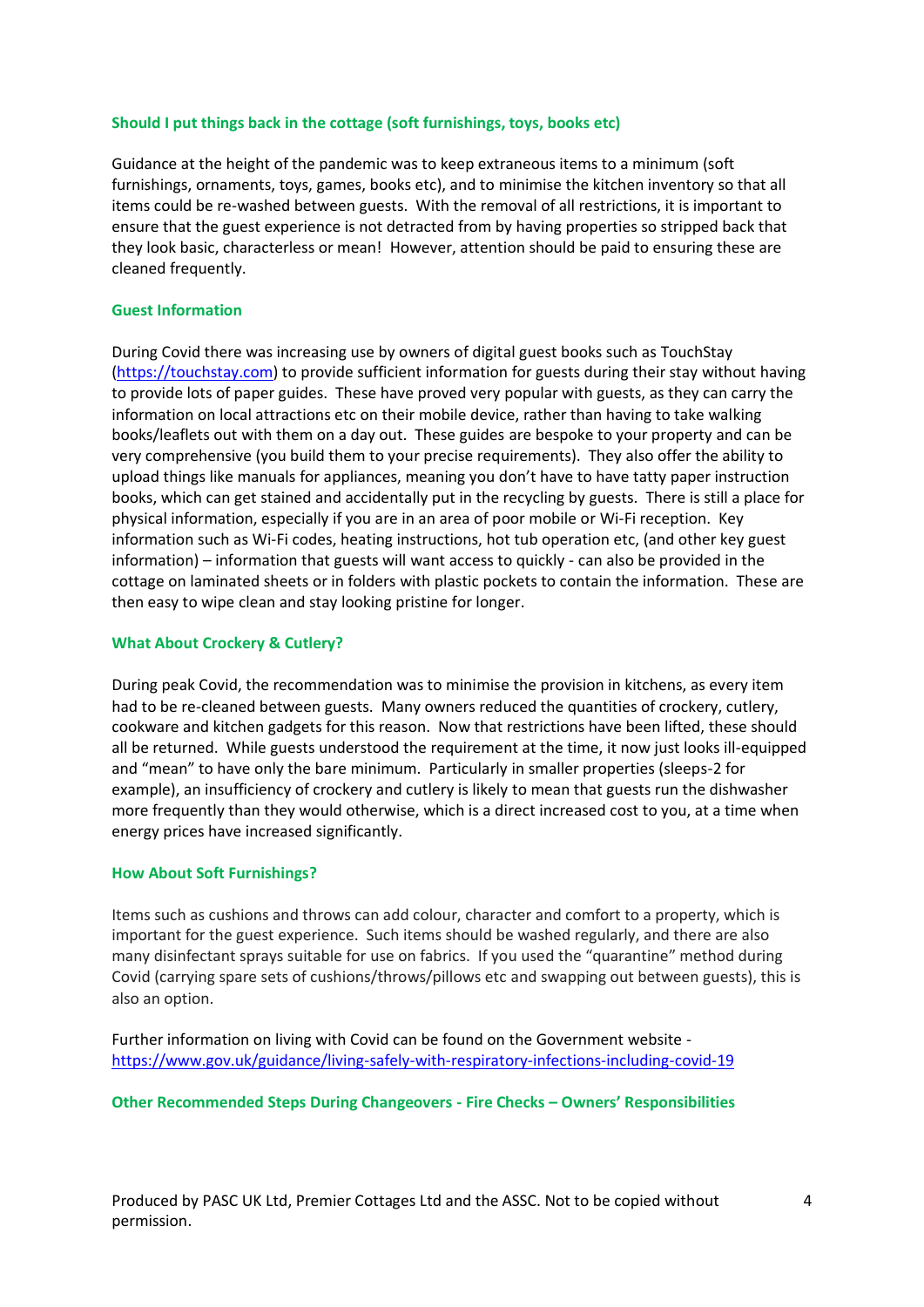### Should I put things back in the cottage (soft furnishings, toys, books etc)

Guidance at the height of the pandemic was to keep extraneous items to a minimum (soft furnishings, ornaments, toys, games, books etc), and to minimise the kitchen inventory so that all items could be re-washed between guests. With the removal of all restrictions, it is important to ensure that the guest experience is not detracted from by having properties so stripped back that they look basic, characterless or mean! However, attention should be paid to ensuring these are cleaned frequently.

### Guest Information

During Covid there was increasing use by owners of digital guest books such as TouchStay (https://touchstay.com) to provide sufficient information for guests during their stay without having to provide lots of paper guides. These have proved very popular with guests, as they can carry the information on local attractions etc on their mobile device, rather than having to take walking books/leaflets out with them on a day out. These guides are bespoke to your property and can be very comprehensive (you build them to your precise requirements). They also offer the ability to upload things like manuals for appliances, meaning you don't have to have tatty paper instruction books, which can get stained and accidentally put in the recycling by guests. There is still a place for physical information, especially if you are in an area of poor mobile or Wi-Fi reception. Key information such as Wi-Fi codes, heating instructions, hot tub operation etc, (and other key guest information) – information that guests will want access to quickly - can also be provided in the cottage on laminated sheets or in folders with plastic pockets to contain the information. These are then easy to wipe clean and stay looking pristine for longer.

### What About Crockery & Cutlery?

During peak Covid, the recommendation was to minimise the provision in kitchens, as every item had to be re-cleaned between guests. Many owners reduced the quantities of crockery, cutlery, cookware and kitchen gadgets for this reason. Now that restrictions have been lifted, these should all be returned. While guests understood the requirement at the time, it now just looks ill-equipped and "mean" to have only the bare minimum. Particularly in smaller properties (sleeps-2 for example), an insufficiency of crockery and cutlery is likely to mean that guests run the dishwasher more frequently than they would otherwise, which is a direct increased cost to you, at a time when energy prices have increased significantly.

### How About Soft Furnishings?

Items such as cushions and throws can add colour, character and comfort to a property, which is important for the guest experience. Such items should be washed regularly, and there are also many disinfectant sprays suitable for use on fabrics. If you used the "quarantine" method during Covid (carrying spare sets of cushions/throws/pillows etc and swapping out between guests), this is also an option.

Further information on living with Covid can be found on the Government website - https://www.gov.uk/guidance/living-safely-with-respiratory-infections-including-covid-19

### Other Recommended Steps During Changeovers - Fire Checks – Owners' Responsibilities

Produced by PASC UK Ltd, Premier Cottages Ltd and the ASSC. Not to be copied without permission.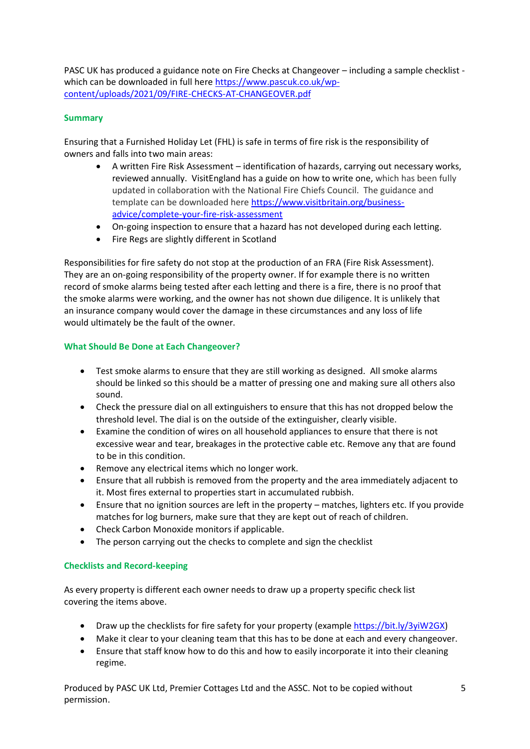PASC UK has produced a guidance note on Fire Checks at Changeover – including a sample checklist - which can be downloaded in full here [https://www.pascuk.co.uk/wp-content/uploads/2021/09/FIRE-CHECKS-AT-CHANGEOVER.pdf](https://www.pascuk.co.uk/wp-content/uploads/2021/09/FIRE-CHECKS-AT-CHANGEOVER.pdf)

## Summary

Ensuring that a Furnished Holiday Let (FHL) is safe in terms of fire risk is the responsibility of owners and falls into two main areas:

- A written Fire Risk Assessment – identification of hazards, carrying out necessary works, reviewed annually. VisitEngland has a guide on how to write one, which has been fully updated in collaboration with the National Fire Chiefs Council. The guidance and template can be downloaded here [https://www.visitbritain.org/business-advice/complete-your-fire-risk-assessment](https://www.visitbritain.org/business-advice/complete-your-fire-risk-assessment)
- On-going inspection to ensure that a hazard has not developed during each letting.
- Fire Regs are slightly different in Scotland

Responsibilities for fire safety do not stop at the production of an FRA (Fire Risk Assessment). They are an on-going responsibility of the property owner. If for example there is no written record of smoke alarms being tested after each letting and there is a fire, there is no proof that the smoke alarms were working, and the owner has not shown due diligence. It is unlikely that an insurance company would cover the damage in these circumstances and any loss of life would ultimately be the fault of the owner.

## What Should Be Done at Each Changeover?

- Test smoke alarms to ensure that they are still working as designed. All smoke alarms should be linked so this should be a matter of pressing one and making sure all others also sound.
- Check the pressure dial on all extinguishers to ensure that this has not dropped below the threshold level. The dial is on the outside of the extinguisher, clearly visible.
- Examine the condition of wires on all household appliances to ensure that there is not excessive wear and tear, breakages in the protective cable etc. Remove any that are found to be in this condition.
- Remove any electrical items which no longer work.
- Ensure that all rubbish is removed from the property and the area immediately adjacent to it. Most fires external to properties start in accumulated rubbish.
- Ensure that no ignition sources are left in the property – matches, lighters etc. If you provide matches for log burners, make sure that they are kept out of reach of children.
- Check Carbon Monoxide monitors if applicable.
- The person carrying out the checks to complete and sign the checklist

## Checklists and Record-keeping

As every property is different each owner needs to draw up a property specific check list covering the items above.

- Draw up the checklists for fire safety for your property (example [https://bit.ly/3yiW2GX](https://bit.ly/3yiW2GX))
- Make it clear to your cleaning team that this has to be done at each and every changeover.
- Ensure that staff know how to do this and how to easily incorporate it into their cleaning regime.

Produced by PASC UK Ltd, Premier Cottages Ltd and the ASSC. Not to be copied without permission.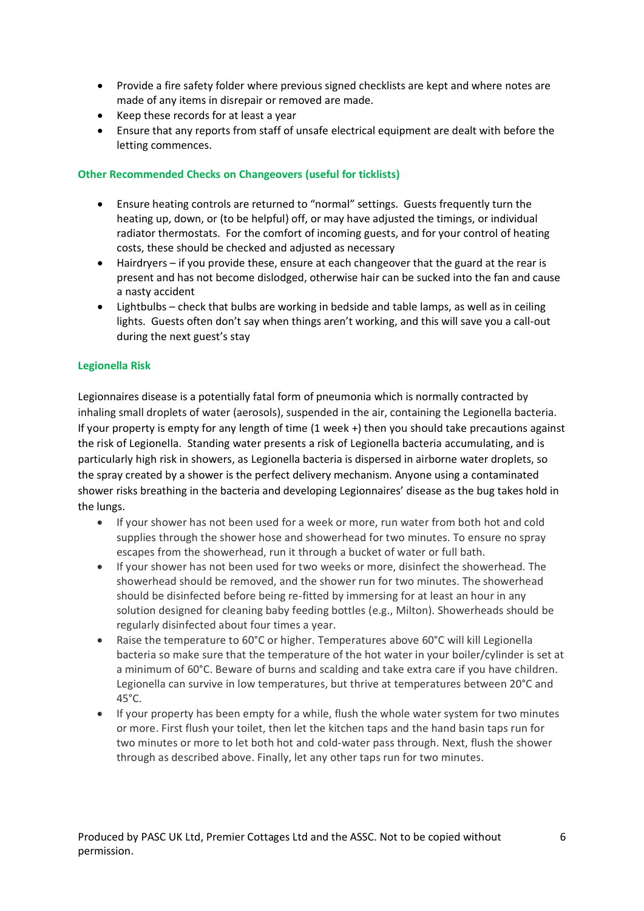- Provide a fire safety folder where previous signed checklists are kept and where notes are made of any items in disrepair or removed are made.
- Keep these records for at least a year
- Ensure that any reports from staff of unsafe electrical equipment are dealt with before the letting commences.

### Other Recommended Checks on Changeovers (useful for ticklists)

- Ensure heating controls are returned to "normal" settings. Guests frequently turn the heating up, down, or (to be helpful) off, or may have adjusted the timings, or individual radiator thermostats. For the comfort of incoming guests, and for your control of heating costs, these should be checked and adjusted as necessary
- Hairdryers – if you provide these, ensure at each changeover that the guard at the rear is present and has not become dislodged, otherwise hair can be sucked into the fan and cause a nasty accident
- Lightbulbs – check that bulbs are working in bedside and table lamps, as well as in ceiling lights. Guests often don't say when things aren't working, and this will save you a call-out during the next guest's stay

### Legionella Risk

Legionnaires disease is a potentially fatal form of pneumonia which is normally contracted by inhaling small droplets of water (aerosols), suspended in the air, containing the Legionella bacteria. If your property is empty for any length of time (1 week +) then you should take precautions against the risk of Legionella. Standing water presents a risk of Legionella bacteria accumulating, and is particularly high risk in showers, as Legionella bacteria is dispersed in airborne water droplets, so the spray created by a shower is the perfect delivery mechanism. Anyone using a contaminated shower risks breathing in the bacteria and developing Legionnaires' disease as the bug takes hold in the lungs.

- If your shower has not been used for a week or more, run water from both hot and cold supplies through the shower hose and showerhead for two minutes. To ensure no spray escapes from the showerhead, run it through a bucket of water or full bath.
- If your shower has not been used for two weeks or more, disinfect the showerhead. The showerhead should be removed, and the shower run for two minutes. The showerhead should be disinfected before being re-fitted by immersing for at least an hour in any solution designed for cleaning baby feeding bottles (e.g., Milton). Showerheads should be regularly disinfected about four times a year.
- Raise the temperature to 60°C or higher. Temperatures above 60°C will kill Legionella bacteria so make sure that the temperature of the hot water in your boiler/cylinder is set at a minimum of 60°C. Beware of burns and scalding and take extra care if you have children. Legionella can survive in low temperatures, but thrive at temperatures between 20°C and 45°C.
- If your property has been empty for a while, flush the whole water system for two minutes or more. First flush your toilet, then let the kitchen taps and the hand basin taps run for two minutes or more to let both hot and cold-water pass through. Next, flush the shower through as described above. Finally, let any other taps run for two minutes.

Produced by PASC UK Ltd, Premier Cottages Ltd and the ASSC. Not to be copied without permission.